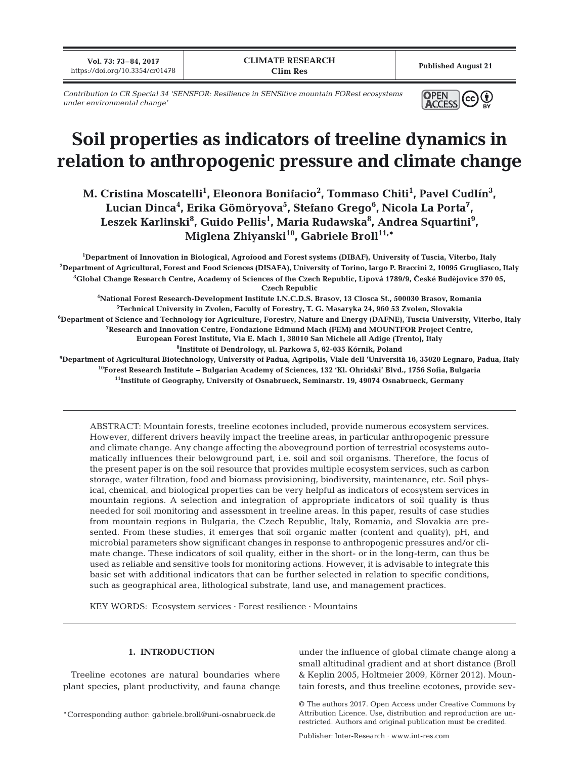Contribution to CR Special 34 'SENSFOR: Resilience in SENSitive mountain FORest ecosystems under environmental change'

# Soil properties as indicators of treeline dynamics in relation to anthropogenic pressure and climate change

**M. Cristina Moscatelli[1], Eleonora Bonifacio[2], Tommaso Chiti[1], Pavel Cudlín[3], Lucian Dinca[4], Erika Gömöryova[5], Stefano Grego[6], Nicola La Porta[7], Leszek Karlinski[8], Guido Pellis[1], Maria Rudawska[8], Andrea Squartini[9], Miglena Zhiyanski[10], Gabriele Broll[11,*]**

[1]Department of Innovation in Biological, Agrofood and Forest systems (DIBAF), University of Tuscia, Viterbo, Italy
[2]Department of Agricultural, Forest and Food Sciences (DISAFA), University of Torino, largo P. Braccini 2, 10095 Grugliasco, Italy
[3]Global Change Research Centre, Academy of Sciences of the Czech Republic, Lipová 1789/9, České Budějovice 370 05, Czech Republic
[4]National Forest Research-Development Institute I.N.C.D.S. Brasov, 13 Closca St., 500030 Brasov, Romania
[5]Technical University in Zvolen, Faculty of Forestry, T. G. Masaryka 24, 960 53 Zvolen, Slovakia
[6]Department of Science and Technology for Agriculture, Forestry, Nature and Energy (DAFNE), Tuscia University, Viterbo, Italy
[7]Research and Innovation Centre, Fondazione Edmund Mach (FEM) and MOUNTFOR Project Centre, European Forest Institute, Via E. Mach 1, 38010 San Michele all Adige (Trento), Italy
[8]Institute of Dendrology, ul. Parkowa 5, 62-035 Kórnik, Poland
[9]Department of Agricultural Biotechnology, University of Padua, Agripolis, Viale dell 'Università 16, 35020 Legnaro, Padua, Italy
[10]Forest Research Institute – Bulgarian Academy of Sciences, 132 'Kl. Ohridski' Blvd., 1756 Sofia, Bulgaria
[11]Institute of Geography, University of Osnabrueck, Seminarstr. 19, 49074 Osnabrueck, Germany

ABSTRACT: Mountain forests, treeline ecotones included, provide numerous ecosystem services. However, different drivers heavily impact the treeline areas, in particular anthropogenic pressure and climate change. Any change affecting the aboveground portion of terrestrial ecosystems automatically influences their belowground part, i.e. soil and soil organisms. Therefore, the focus of the present paper is on the soil resource that provides multiple ecosystem services, such as carbon storage, water filtration, food and biomass provisioning, biodiversity, maintenance, etc. Soil physical, chemical, and biological properties can be very helpful as indicators of ecosystem services in mountain regions. A selection and integration of appropriate indicators of soil quality is thus needed for soil monitoring and assessment in treeline areas. In this paper, results of case studies from mountain regions in Bulgaria, the Czech Republic, Italy, Romania, and Slovakia are presented. From these studies, it emerges that soil organic matter (content and quality), pH, and microbial parameters show significant changes in response to anthropogenic pressures and/or climate change. These indicators of soil quality, either in the short- or in the long-term, can thus be used as reliable and sensitive tools for monitoring actions. However, it is advisable to integrate this basic set with additional indicators that can be further selected in relation to specific conditions, such as geographical area, lithological substrate, land use, and management practices.

KEY WORDS: Ecosystem services · Forest resilience · Mountains

## 1. INTRODUCTION

Treeline ecotones are natural boundaries where plant species, plant productivity, and fauna change under the influence of global climate change along a small altitudinal gradient and at short distance (Broll & Keplin 2005, Holtmeier 2009, Körner 2012). Mountain forests, and thus treeline ecotones, provide sev-

*Corresponding author: gabriele.broll@uni-osnabrueck.de

© The authors 2017. Open Access under Creative Commons by Attribution Licence. Use, distribution and reproduction are unrestricted. Authors and original publication must be credited.

Publisher: Inter-Research · www.int-res.com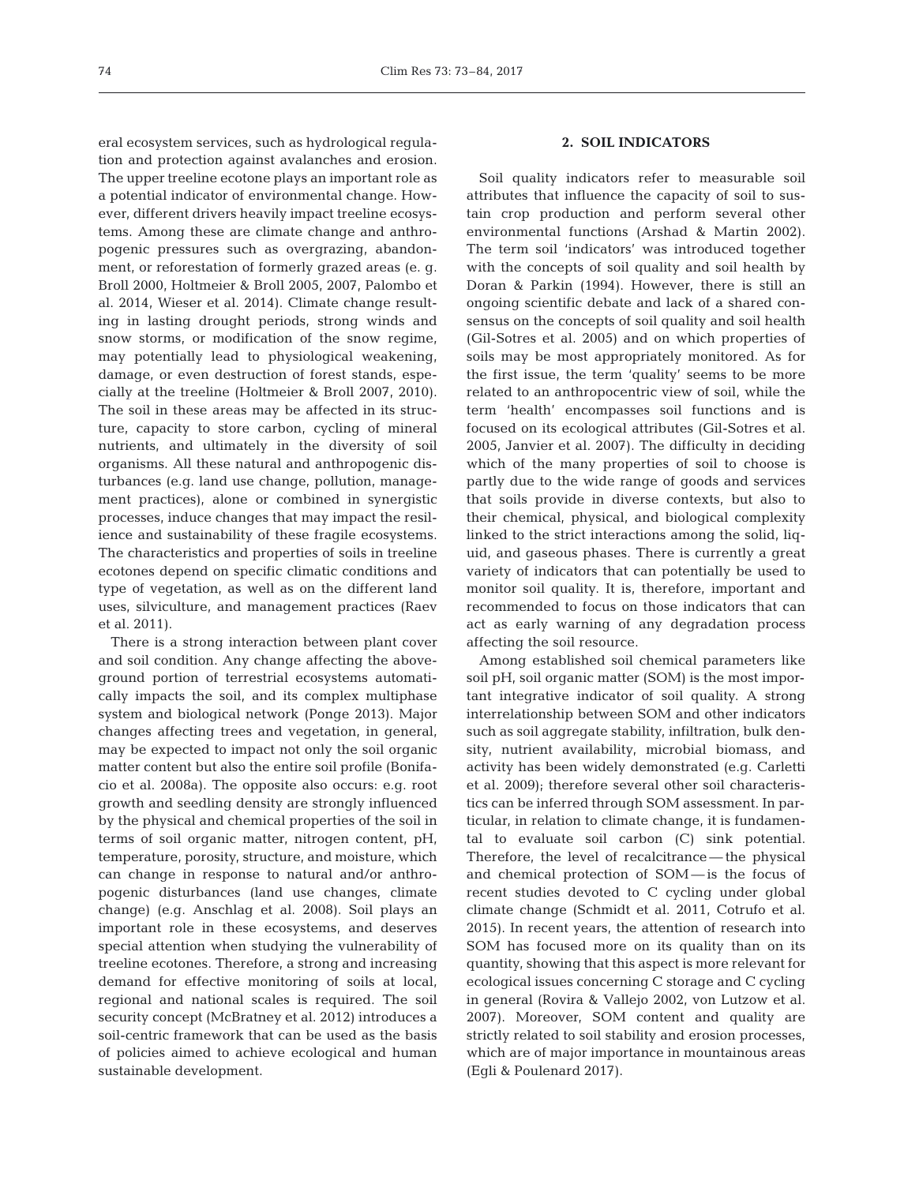eral ecosystem services, such as hydrological regulation and protection against avalanches and erosion. The upper treeline ecotone plays an important role as a potential indicator of environmental change. However, different drivers heavily impact treeline ecosystems. Among these are climate change and anthropogenic pressures such as overgrazing, abandonment, or reforestation of formerly grazed areas (e. g. Broll 2000, Holtmeier & Broll 2005, 2007, Palombo et al. 2014, Wieser et al. 2014). Climate change resulting in lasting drought periods, strong winds and snow storms, or modification of the snow regime, may potentially lead to physiological weakening, damage, or even destruction of forest stands, especially at the treeline (Holtmeier & Broll 2007, 2010). The soil in these areas may be affected in its structure, capacity to store carbon, cycling of mineral nutrients, and ultimately in the diversity of soil organisms. All these natural and anthropogenic disturbances (e.g. land use change, pollution, management practices), alone or combined in synergistic processes, induce changes that may impact the resilience and sustainability of these fragile ecosystems. The characteristics and properties of soils in treeline ecotones depend on specific climatic conditions and type of vegetation, as well as on the different land uses, silviculture, and management practices (Raev et al. 2011).

There is a strong interaction between plant cover and soil condition. Any change affecting the aboveground portion of terrestrial ecosystems automatically impacts the soil, and its complex multiphase system and biological network (Ponge 2013). Major changes affecting trees and vegetation, in general, may be expected to impact not only the soil organic matter content but also the entire soil profile (Bonifacio et al. 2008a). The opposite also occurs: e.g. root growth and seedling density are strongly influenced by the physical and chemical properties of the soil in terms of soil organic matter, nitrogen content, pH, temperature, porosity, structure, and moisture, which can change in response to natural and/or anthropogenic disturbances (land use changes, climate change) (e.g. Anschlag et al. 2008). Soil plays an important role in these ecosystems, and deserves special attention when studying the vulnerability of treeline ecotones. Therefore, a strong and increasing demand for effective monitoring of soils at local, regional and national scales is required. The soil security concept (McBratney et al. 2012) introduces a soil-centric framework that can be used as the basis of policies aimed to achieve ecological and human sustainable development.

## 2. SOIL INDICATORS

Soil quality indicators refer to measurable soil attributes that influence the capacity of soil to sustain crop production and perform several other environmental functions (Arshad & Martin 2002). The term soil 'indicators' was introduced together with the concepts of soil quality and soil health by Doran & Parkin (1994). However, there is still an ongoing scientific debate and lack of a shared consensus on the concepts of soil quality and soil health (Gil-Sotres et al. 2005) and on which properties of soils may be most appropriately monitored. As for the first issue, the term 'quality' seems to be more related to an anthropocentric view of soil, while the term 'health' encompasses soil functions and is focused on its ecological attributes (Gil-Sotres et al. 2005, Janvier et al. 2007). The difficulty in deciding which of the many properties of soil to choose is partly due to the wide range of goods and services that soils provide in diverse contexts, but also to their chemical, physical, and biological complexity linked to the strict interactions among the solid, liquid, and gaseous phases. There is currently a great variety of indicators that can potentially be used to monitor soil quality. It is, therefore, important and recommended to focus on those indicators that can act as early warning of any degradation process affecting the soil resource.

Among established soil chemical parameters like soil pH, soil organic matter (SOM) is the most important integrative indicator of soil quality. A strong interrelationship between SOM and other indicators such as soil aggregate stability, infiltration, bulk density, nutrient availability, microbial biomass, and activity has been widely demonstrated (e.g. Carletti et al. 2009); therefore several other soil characteristics can be inferred through SOM assessment. In particular, in relation to climate change, it is fundamental to evaluate soil carbon (C) sink potential. Therefore, the level of recalcitrance — the physical and chemical protection of SOM — is the focus of recent studies devoted to C cycling under global climate change (Schmidt et al. 2011, Cotrufo et al. 2015). In recent years, the attention of research into SOM has focused more on its quality than on its quantity, showing that this aspect is more relevant for ecological issues concerning C storage and C cycling in general (Rovira & Vallejo 2002, von Lutzow et al. 2007). Moreover, SOM content and quality are strictly related to soil stability and erosion processes, which are of major importance in mountainous areas (Egli & Poulenard 2017).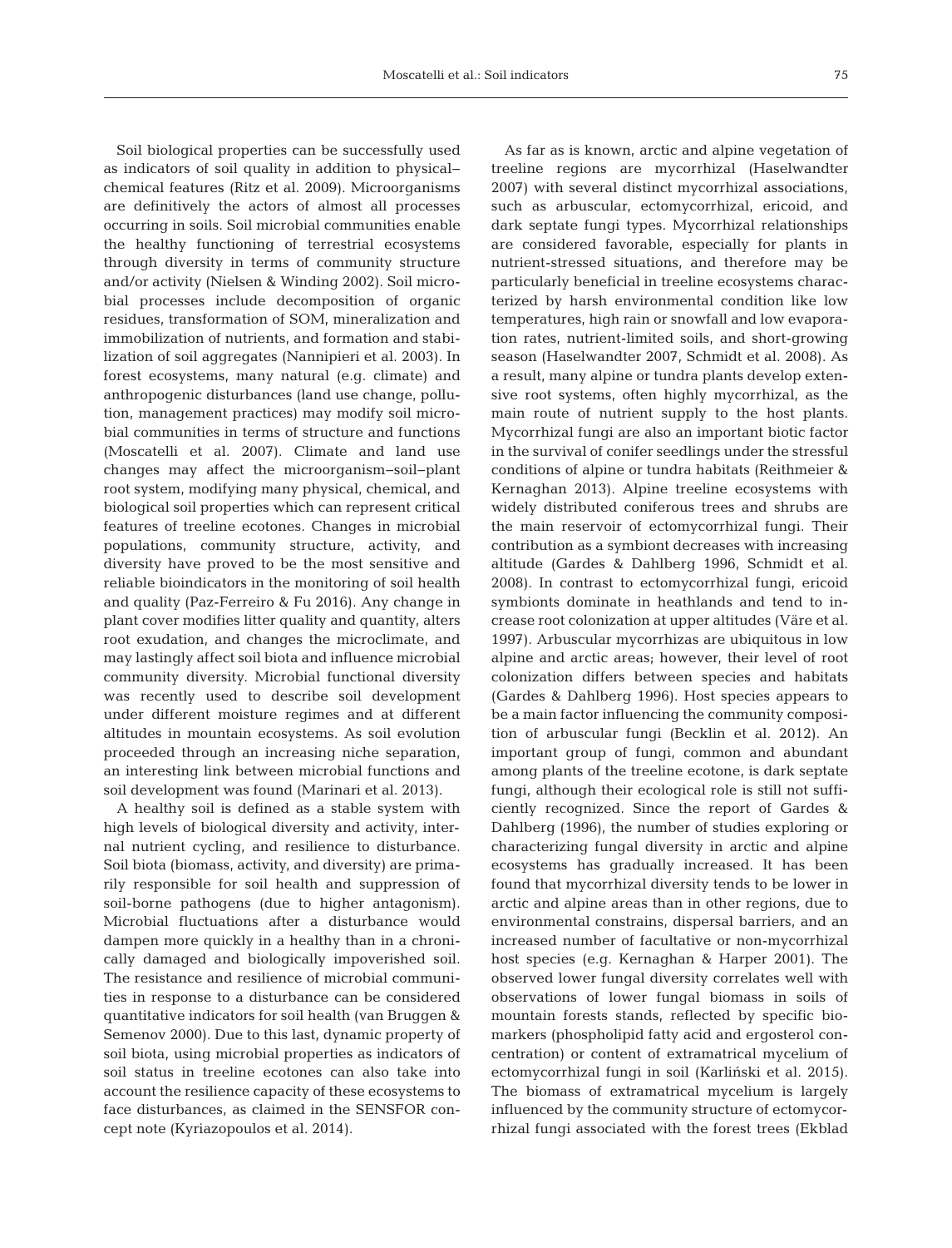Soil biological properties can be successfully used as indicators of soil quality in addition to physical–chemical features (Ritz et al. 2009). Microorganisms are definitively the actors of almost all processes occurring in soils. Soil microbial communities enable the healthy functioning of terrestrial ecosystems through diversity in terms of community structure and/or activity (Nielsen & Winding 2002). Soil microbial processes include decomposition of organic residues, transformation of SOM, mineralization and immobilization of nutrients, and formation and stabilization of soil aggregates (Nannipieri et al. 2003). In forest ecosystems, many natural (e.g. climate) and anthropogenic disturbances (land use change, pollution, management practices) may modify soil microbial communities in terms of structure and functions (Moscatelli et al. 2007). Climate and land use changes may affect the microorganism–soil–plant root system, modifying many physical, chemical, and biological soil properties which can represent critical features of treeline ecotones. Changes in microbial populations, community structure, activity, and diversity have proved to be the most sensitive and reliable bioindicators in the monitoring of soil health and quality (Paz-Ferreiro & Fu 2016). Any change in plant cover modifies litter quality and quantity, alters root exudation, and changes the microclimate, and may lastingly affect soil biota and influence microbial community diversity. Microbial functional diversity was recently used to describe soil development under different moisture regimes and at different altitudes in mountain ecosystems. As soil evolution proceeded through an increasing niche separation, an interesting link between microbial functions and soil development was found (Marinari et al. 2013).

A healthy soil is defined as a stable system with high levels of biological diversity and activity, internal nutrient cycling, and resilience to disturbance. Soil biota (biomass, activity, and diversity) are primarily responsible for soil health and suppression of soil-borne pathogens (due to higher antagonism). Microbial fluctuations after a disturbance would dampen more quickly in a healthy than in a chronically damaged and biologically impoverished soil. The resistance and resilience of microbial communities in response to a disturbance can be considered quantitative indicators for soil health (van Bruggen & Semenov 2000). Due to this last, dynamic property of soil biota, using microbial properties as indicators of soil status in treeline ecotones can also take into account the resilience capacity of these ecosystems to face disturbances, as claimed in the SENSFOR concept note (Kyriazopoulos et al. 2014).

As far as is known, arctic and alpine vegetation of treeline regions are mycorrhizal (Haselwandter 2007) with several distinct mycorrhizal associations, such as arbuscular, ectomycorrhizal, ericoid, and dark septate fungi types. Mycorrhizal relationships are considered favorable, especially for plants in nutrient-stressed situations, and therefore may be particularly beneficial in treeline ecosystems characterized by harsh environmental condition like low temperatures, high rain or snowfall and low evaporation rates, nutrient-limited soils, and short-growing season (Haselwandter 2007, Schmidt et al. 2008). As a result, many alpine or tundra plants develop extensive root systems, often highly mycorrhizal, as the main route of nutrient supply to the host plants. Mycorrhizal fungi are also an important biotic factor in the survival of conifer seedlings under the stressful conditions of alpine or tundra habitats (Reithmeier & Kernaghan 2013). Alpine treeline ecosystems with widely distributed coniferous trees and shrubs are the main reservoir of ectomycorrhizal fungi. Their contribution as a symbiont decreases with increasing altitude (Gardes & Dahlberg 1996, Schmidt et al. 2008). In contrast to ectomycorrhizal fungi, ericoid symbionts dominate in heathlands and tend to increase root colonization at upper altitudes (Väre et al. 1997). Arbuscular mycorrhizas are ubiquitous in low alpine and arctic areas; however, their level of root colonization differs between species and habitats (Gardes & Dahlberg 1996). Host species appears to be a main factor influencing the community composition of arbuscular fungi (Becklin et al. 2012). An important group of fungi, common and abundant among plants of the treeline ecotone, is dark septate fungi, although their ecological role is still not sufficiently recognized. Since the report of Gardes & Dahlberg (1996), the number of studies exploring or characterizing fungal diversity in arctic and alpine ecosystems has gradually increased. It has been found that mycorrhizal diversity tends to be lower in arctic and alpine areas than in other regions, due to environmental constrains, dispersal barriers, and an increased number of facultative or non-mycorrhizal host species (e.g. Kernaghan & Harper 2001). The observed lower fungal diversity correlates well with observations of lower fungal biomass in soils of mountain forests stands, reflected by specific biomarkers (phospholipid fatty acid and ergosterol concentration) or content of extramatrical mycelium of ectomycorrhizal fungi in soil (Karliński et al. 2015). The biomass of extramatrical mycelium is largely influenced by the community structure of ectomycorrhizal fungi associated with the forest trees (Ekblad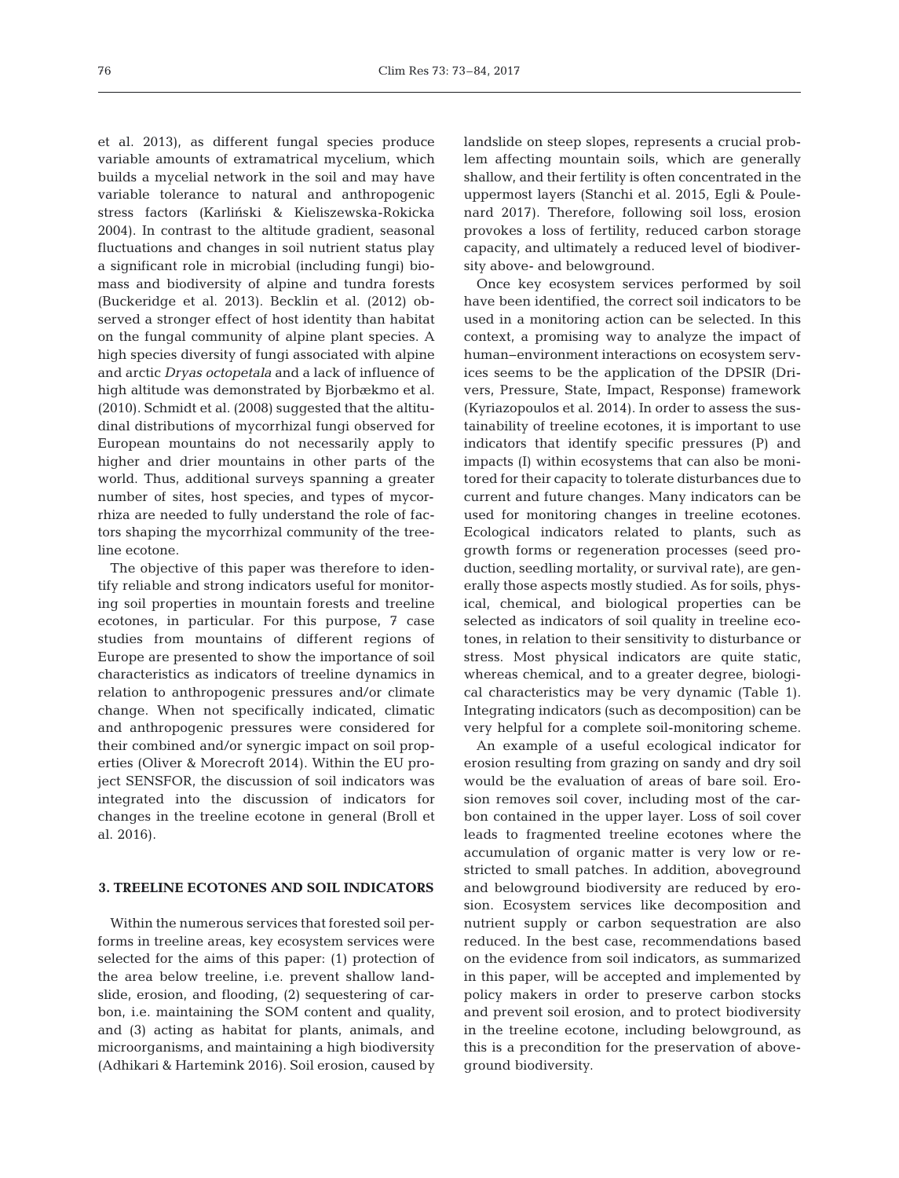et al. 2013), as different fungal species produce variable amounts of extramatrical mycelium, which builds a mycelial network in the soil and may have variable tolerance to natural and anthropogenic stress factors (Karliński & Kieliszewska-Rokicka 2004). In contrast to the altitude gradient, seasonal fluctuations and changes in soil nutrient status play a significant role in microbial (including fungi) biomass and biodiversity of alpine and tundra forests (Buckeridge et al. 2013). Becklin et al. (2012) observed a stronger effect of host identity than habitat on the fungal community of alpine plant species. A high species diversity of fungi associated with alpine and arctic *Dryas octopetala* and a lack of influence of high altitude was demonstrated by Bjorbækmo et al. (2010). Schmidt et al. (2008) suggested that the altitudinal distributions of mycorrhizal fungi observed for European mountains do not necessarily apply to higher and drier mountains in other parts of the world. Thus, additional surveys spanning a greater number of sites, host species, and types of mycorrhiza are needed to fully understand the role of factors shaping the mycorrhizal community of the treeline ecotone.

The objective of this paper was therefore to identify reliable and strong indicators useful for monitoring soil properties in mountain forests and treeline ecotones, in particular. For this purpose, 7 case studies from mountains of different regions of Europe are presented to show the importance of soil characteristics as indicators of treeline dynamics in relation to anthropogenic pressures and/or climate change. When not specifically indicated, climatic and anthropogenic pressures were considered for their combined and/or synergic impact on soil properties (Oliver & Morecroft 2014). Within the EU project SENSFOR, the discussion of soil indicators was integrated into the discussion of indicators for changes in the treeline ecotone in general (Broll et al. 2016).

## 3. TREELINE ECOTONES AND SOIL INDICATORS

Within the numerous services that forested soil performs in treeline areas, key ecosystem services were selected for the aims of this paper: (1) protection of the area below treeline, i.e. prevent shallow landslide, erosion, and flooding, (2) sequestering of carbon, i.e. maintaining the SOM content and quality, and (3) acting as habitat for plants, animals, and microorganisms, and maintaining a high biodiversity (Adhikari & Hartemink 2016). Soil erosion, caused by landslide on steep slopes, represents a crucial problem affecting mountain soils, which are generally shallow, and their fertility is often concentrated in the uppermost layers (Stanchi et al. 2015, Egli & Poulenard 2017). Therefore, following soil loss, erosion provokes a loss of fertility, reduced carbon storage capacity, and ultimately a reduced level of biodiversity above- and belowground.

Once key ecosystem services performed by soil have been identified, the correct soil indicators to be used in a monitoring action can be selected. In this context, a promising way to analyze the impact of human–environment interactions on ecosystem services seems to be the application of the DPSIR (Drivers, Pressure, State, Impact, Response) framework (Kyriazopoulos et al. 2014). In order to assess the sustainability of treeline ecotones, it is important to use indicators that identify specific pressures (P) and impacts (I) within ecosystems that can also be monitored for their capacity to tolerate disturbances due to current and future changes. Many indicators can be used for monitoring changes in treeline ecotones. Ecological indicators related to plants, such as growth forms or regeneration processes (seed production, seedling mortality, or survival rate), are generally those aspects mostly studied. As for soils, physical, chemical, and biological properties can be selected as indicators of soil quality in treeline ecotones, in relation to their sensitivity to disturbance or stress. Most physical indicators are quite static, whereas chemical, and to a greater degree, biological characteristics may be very dynamic (Table 1). Integrating indicators (such as decomposition) can be very helpful for a complete soil-monitoring scheme.

An example of a useful ecological indicator for erosion resulting from grazing on sandy and dry soil would be the evaluation of areas of bare soil. Erosion removes soil cover, including most of the carbon contained in the upper layer. Loss of soil cover leads to fragmented treeline ecotones where the accumulation of organic matter is very low or restricted to small patches. In addition, aboveground and belowground biodiversity are reduced by erosion. Ecosystem services like decomposition and nutrient supply or carbon sequestration are also reduced. In the best case, recommendations based on the evidence from soil indicators, as summarized in this paper, will be accepted and implemented by policy makers in order to preserve carbon stocks and prevent soil erosion, and to protect biodiversity in the treeline ecotone, including belowground, as this is a precondition for the preservation of aboveground biodiversity.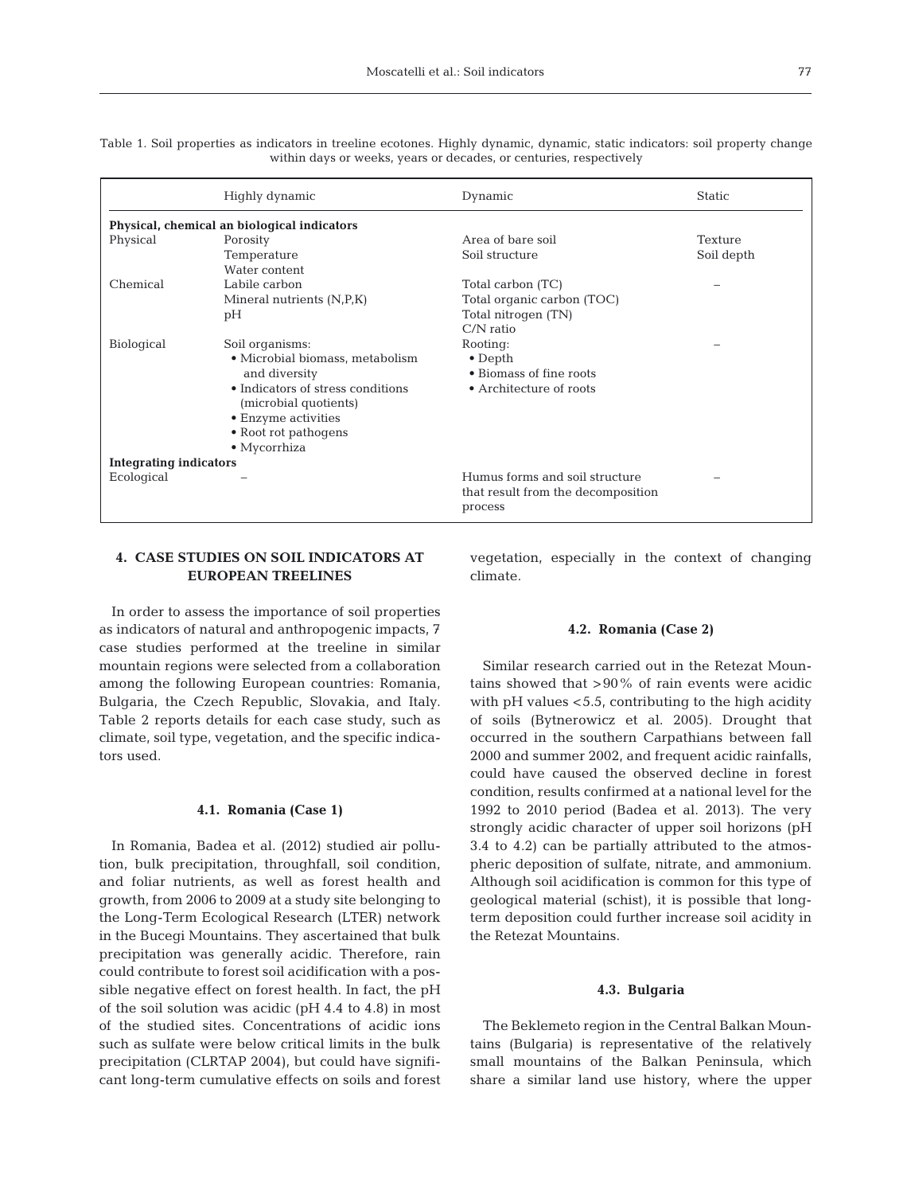Table 1. Soil properties as indicators in treeline ecotones. Highly dynamic, dynamic, static indicators: soil property change within days or weeks, years or decades, or centuries, respectively

| | Highly dynamic | Dynamic | Static |
|---|---|---|---|
| **Physical, chemical an biological indicators** | | | |
| Physical | Porosity<br>Temperature<br>Water content | Area of bare soil<br>Soil structure | Texture<br>Soil depth |
| Chemical | Labile carbon<br>Mineral nutrients (N,P,K)<br>pH | Total carbon (TC)<br>Total organic carbon (TOC)<br>Total nitrogen (TN)<br>C/N ratio | – |
| Biological | Soil organisms:<br>• Microbial biomass, metabolism and diversity<br>• Indicators of stress conditions (microbial quotients)<br>• Enzyme activities<br>• Root rot pathogens<br>• Mycorrhiza | Rooting:<br>• Depth<br>• Biomass of fine roots<br>• Architecture of roots | – |
| **Integrating indicators** | | | |
| Ecological | – | Humus forms and soil structure that result from the decomposition process | – |

## 4. CASE STUDIES ON SOIL INDICATORS AT EUROPEAN TREELINES

In order to assess the importance of soil properties as indicators of natural and anthropogenic impacts, 7 case studies performed at the treeline in similar mountain regions were selected from a collaboration among the following European countries: Romania, Bulgaria, the Czech Republic, Slovakia, and Italy. Table 2 reports details for each case study, such as climate, soil type, vegetation, and the specific indicators used.

### 4.1. Romania (Case 1)

In Romania, Badea et al. (2012) studied air pollution, bulk precipitation, throughfall, soil condition, and foliar nutrients, as well as forest health and growth, from 2006 to 2009 at a study site belonging to the Long-Term Ecological Research (LTER) network in the Bucegi Mountains. They ascertained that bulk precipitation was generally acidic. Therefore, rain could contribute to forest soil acidification with a possible negative effect on forest health. In fact, the pH of the soil solution was acidic (pH 4.4 to 4.8) in most of the studied sites. Concentrations of acidic ions such as sulfate were below critical limits in the bulk precipitation (CLRTAP 2004), but could have significant long-term cumulative effects on soils and forest vegetation, especially in the context of changing climate.

### 4.2. Romania (Case 2)

Similar research carried out in the Retezat Mountains showed that >90% of rain events were acidic with pH values <5.5, contributing to the high acidity of soils (Bytnerowicz et al. 2005). Drought that occurred in the southern Carpathians between fall 2000 and summer 2002, and frequent acidic rainfalls, could have caused the observed decline in forest condition, results confirmed at a national level for the 1992 to 2010 period (Badea et al. 2013). The very strongly acidic character of upper soil horizons (pH 3.4 to 4.2) can be partially attributed to the atmospheric deposition of sulfate, nitrate, and ammonium. Although soil acidification is common for this type of geological material (schist), it is possible that long-term deposition could further increase soil acidity in the Retezat Mountains.

### 4.3. Bulgaria

The Beklemeto region in the Central Balkan Mountains (Bulgaria) is representative of the relatively small mountains of the Balkan Peninsula, which share a similar land use history, where the upper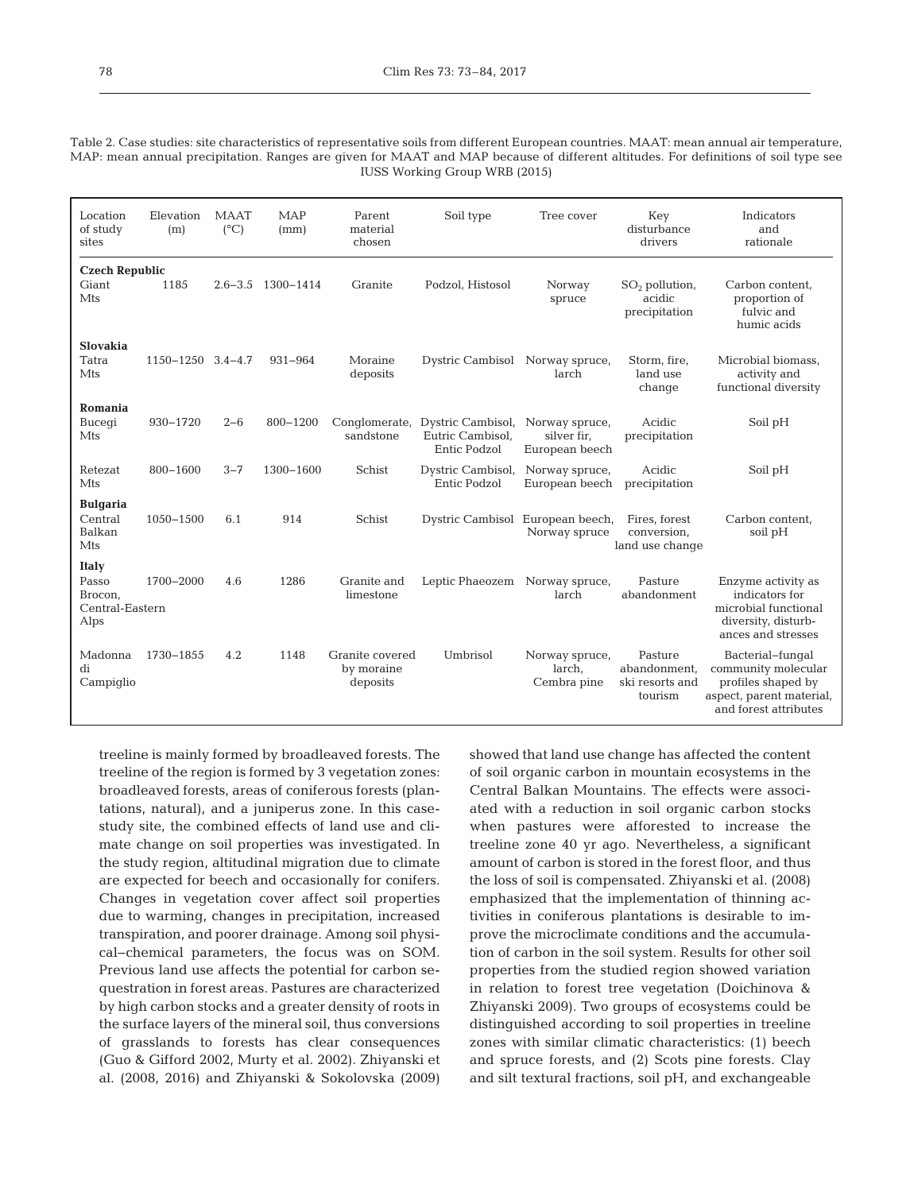Table 2. Case studies: site characteristics of representative soils from different European countries. MAAT: mean annual air temperature, MAP: mean annual precipitation. Ranges are given for MAAT and MAP because of different altitudes. For definitions of soil type see IUSS Working Group WRB (2015)

| Location of study sites | Elevation (m) | MAAT (°C) | MAP (mm) | Parent material chosen | Soil type | Tree cover | Key disturbance drivers | Indicators and rationale |
|---|---|---|---|---|---|---|---|---|
| **Czech Republic** | | | | | | | | |
| Giant Mts | 1185 | 2.6–3.5 | 1300–1414 | Granite | Podzol, Histosol | Norway spruce | $SO_2$ pollution, acidic precipitation | Carbon content, proportion of fulvic and humic acids |
| **Slovakia** | | | | | | | | |
| Tatra Mts | 1150–1250 | 3.4–4.7 | 931–964 | Moraine deposits | Dystric Cambisol | Norway spruce, larch | Storm, fire, land use change | Microbial biomass, activity and functional diversity |
| **Romania** | | | | | | | | |
| Bucegi Mts | 930–1720 | 2–6 | 800–1200 | Conglomerate, sandstone | Dystric Cambisol, Eutric Cambisol, Entic Podzol | Norway spruce, silver fir, European beech | Acidic precipitation | Soil pH |
| Retezat Mts | 800–1600 | 3–7 | 1300–1600 | Schist | Dystric Cambisol, Entic Podzol | Norway spruce, European beech | Acidic precipitation | Soil pH |
| **Bulgaria** | | | | | | | | |
| Central Balkan Mts | 1050–1500 | 6.1 | 914 | Schist | Dystric Cambisol | European beech, Norway spruce | Fires, forest conversion, land use change | Carbon content, soil pH |
| **Italy** | | | | | | | | |
| Passo Brocon, Central-Eastern Alps | 1700–2000 | 4.6 | 1286 | Granite and limestone | Leptic Phaeozem | Norway spruce, larch | Pasture abandonment | Enzyme activity as indicators for microbial functional diversity, disturbances and stresses |
| Madonna di Campiglio | 1730–1855 | 4.2 | 1148 | Granite covered by moraine deposits | Umbrisol | Norway spruce, larch, Cembra pine | Pasture abandonment, ski resorts and tourism | Bacterial–fungal community molecular profiles shaped by aspect, parent material, and forest attributes |

treeline is mainly formed by broadleaved forests. The treeline of the region is formed by 3 vegetation zones: broadleaved forests, areas of coniferous forests (plantations, natural), and a juniperus zone. In this case-study site, the combined effects of land use and climate change on soil properties was investigated. In the study region, altitudinal migration due to climate are expected for beech and occasionally for conifers. Changes in vegetation cover affect soil properties due to warming, changes in precipitation, increased transpiration, and poorer drainage. Among soil physical–chemical parameters, the focus was on SOM. Previous land use affects the potential for carbon sequestration in forest areas. Pastures are characterized by high carbon stocks and a greater density of roots in the surface layers of the mineral soil, thus conversions of grasslands to forests has clear consequences (Guo & Gifford 2002, Murty et al. 2002). Zhiyanski et al. (2008, 2016) and Zhiyanski & Sokolovska (2009) showed that land use change has affected the content of soil organic carbon in mountain ecosystems in the Central Balkan Mountains. The effects were associated with a reduction in soil organic carbon stocks when pastures were afforested to increase the treeline zone 40 yr ago. Nevertheless, a significant amount of carbon is stored in the forest floor, and thus the loss of soil is compensated. Zhiyanski et al. (2008) emphasized that the implementation of thinning activities in coniferous plantations is desirable to improve the microclimate conditions and the accumulation of carbon in the soil system. Results for other soil properties from the studied region showed variation in relation to forest tree vegetation (Doichinova & Zhiyanski 2009). Two groups of ecosystems could be distinguished according to soil properties in treeline zones with similar climatic characteristics: (1) beech and spruce forests, and (2) Scots pine forests. Clay and silt textural fractions, soil pH, and exchangeable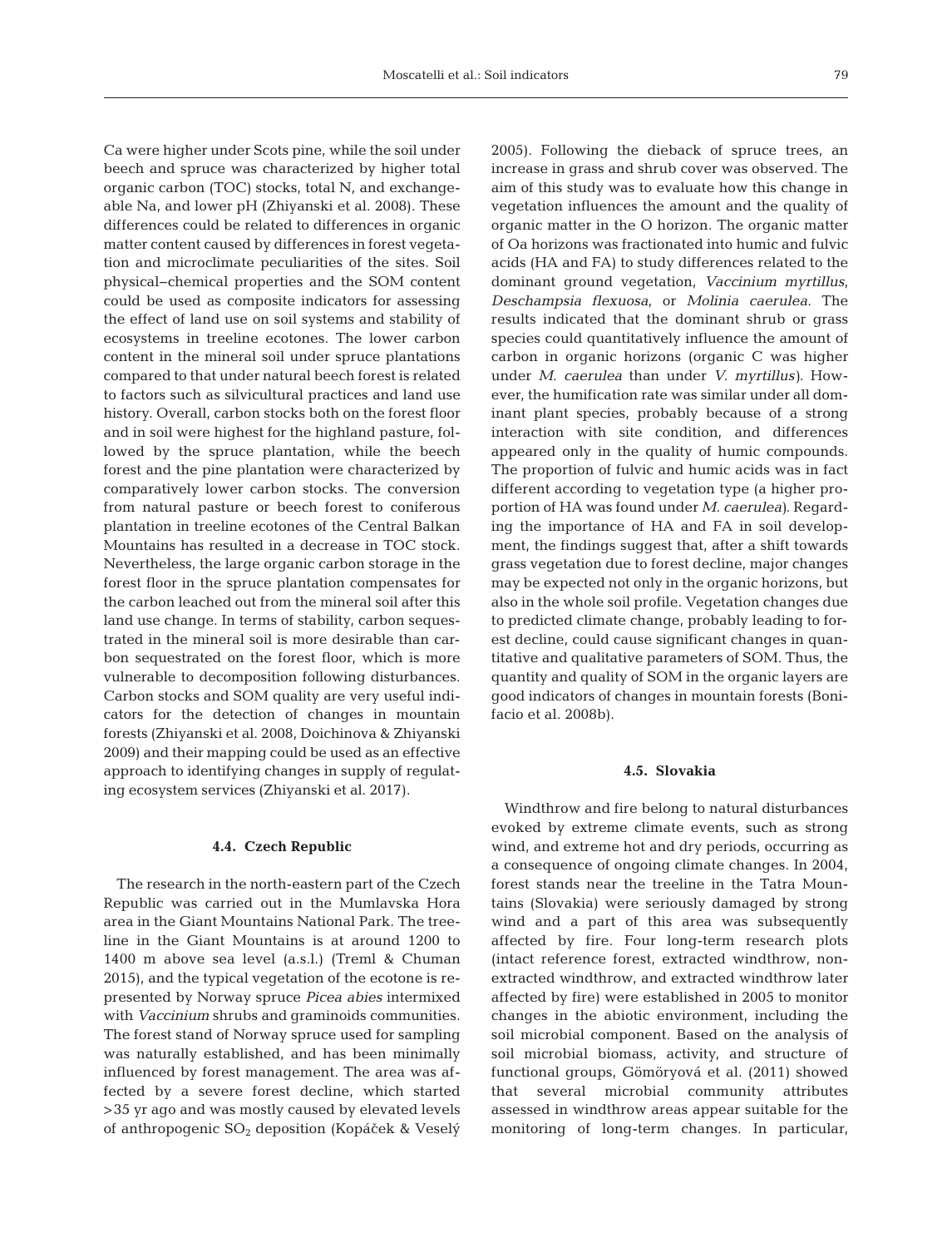Ca were higher under Scots pine, while the soil under beech and spruce was characterized by higher total organic carbon (TOC) stocks, total N, and exchangeable Na, and lower pH (Zhiyanski et al. 2008). These differences could be related to differences in organic matter content caused by differences in forest vegetation and microclimate peculiarities of the sites. Soil physical−chemical properties and the SOM content could be used as composite indicators for assessing the effect of land use on soil systems and stability of ecosystems in treeline ecotones. The lower carbon content in the mineral soil under spruce plantations compared to that under natural beech forest is related to factors such as silvicultural practices and land use history. Overall, carbon stocks both on the forest floor and in soil were highest for the highland pasture, followed by the spruce plantation, while the beech forest and the pine plantation were characterized by comparatively lower carbon stocks. The conversion from natural pasture or beech forest to coniferous plantation in treeline ecotones of the Central Balkan Mountains has resulted in a decrease in TOC stock. Nevertheless, the large organic carbon storage in the forest floor in the spruce plantation compensates for the carbon leached out from the mineral soil after this land use change. In terms of stability, carbon sequestrated in the mineral soil is more desirable than carbon sequestrated on the forest floor, which is more vulnerable to decomposition following disturbances. Carbon stocks and SOM quality are very useful indicators for the detection of changes in mountain forests (Zhiyanski et al. 2008, Doichinova & Zhiyanski 2009) and their mapping could be used as an effective approach to identifying changes in supply of regulating ecosystem services (Zhiyanski et al. 2017).

### 4.4. Czech Republic

The research in the north-eastern part of the Czech Republic was carried out in the Mumlavska Hora area in the Giant Mountains National Park. The treeline in the Giant Mountains is at around 1200 to 1400 m above sea level (a.s.l.) (Treml & Chuman 2015), and the typical vegetation of the ecotone is represented by Norway spruce *Picea abies* intermixed with *Vaccinium* shrubs and graminoids communities. The forest stand of Norway spruce used for sampling was naturally established, and has been minimally influenced by forest management. The area was affected by a severe forest decline, which started >35 yr ago and was mostly caused by elevated levels of anthropogenic $SO_2$ deposition (Kopáček & Veselý 2005). Following the dieback of spruce trees, an increase in grass and shrub cover was observed. The aim of this study was to evaluate how this change in vegetation influences the amount and the quality of organic matter in the O horizon. The organic matter of Oa horizons was fractionated into humic and fulvic acids (HA and FA) to study differences related to the dominant ground vegetation, *Vaccinium myrtillus*, *Deschampsia flexuosa*, or *Molinia caerulea*. The results indicated that the dominant shrub or grass species could quantitatively influence the amount of carbon in organic horizons (organic C was higher under *M. caerulea* than under *V. myrtillus*). However, the humification rate was similar under all dominant plant species, probably because of a strong interaction with site condition, and differences appeared only in the quality of humic compounds. The proportion of fulvic and humic acids was in fact different according to vegetation type (a higher proportion of HA was found under *M. caerulea*). Regarding the importance of HA and FA in soil development, the findings suggest that, after a shift towards grass vegetation due to forest decline, major changes may be expected not only in the organic horizons, but also in the whole soil profile. Vegetation changes due to predicted climate change, probably leading to forest decline, could cause significant changes in quantitative and qualitative parameters of SOM. Thus, the quantity and quality of SOM in the organic layers are good indicators of changes in mountain forests (Bonifacio et al. 2008b).

### 4.5. Slovakia

Windthrow and fire belong to natural disturbances evoked by extreme climate events, such as strong wind, and extreme hot and dry periods, occurring as a consequence of ongoing climate changes. In 2004, forest stands near the treeline in the Tatra Mountains (Slovakia) were seriously damaged by strong wind and a part of this area was subsequently affected by fire. Four long-term research plots (intact reference forest, extracted windthrow, non-extracted windthrow, and extracted windthrow later affected by fire) were established in 2005 to monitor changes in the abiotic environment, including the soil microbial component. Based on the analysis of soil microbial biomass, activity, and structure of functional groups, Gömöryová et al. (2011) showed that several microbial community attributes assessed in windthrow areas appear suitable for the monitoring of long-term changes. In particular,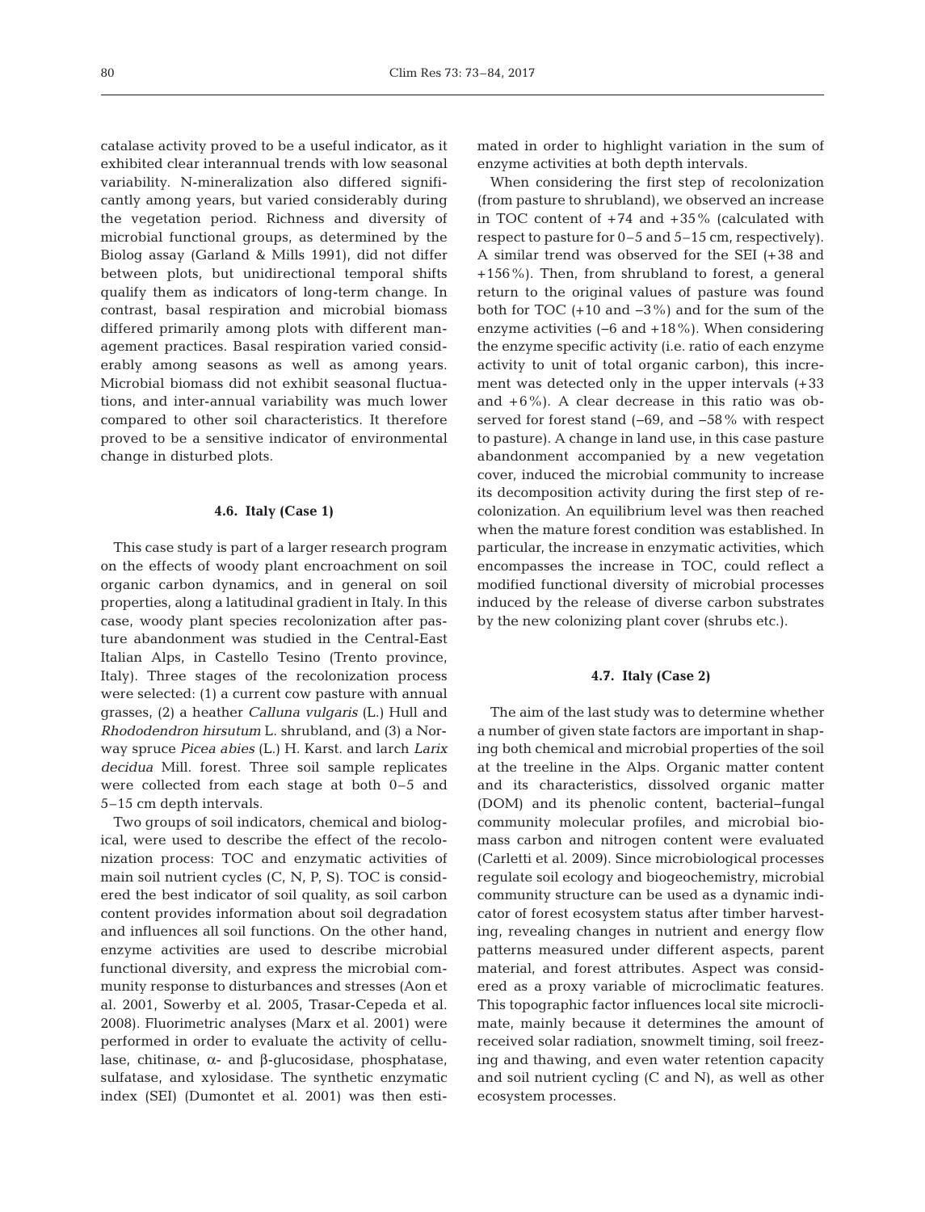catalase activity proved to be a useful indicator, as it exhibited clear interannual trends with low seasonal variability. N-mineralization also differed significantly among years, but varied considerably during the vegetation period. Richness and diversity of microbial functional groups, as determined by the Biolog assay (Garland & Mills 1991), did not differ between plots, but unidirectional temporal shifts qualify them as indicators of long-term change. In contrast, basal respiration and microbial biomass differed primarily among plots with different management practices. Basal respiration varied considerably among seasons as well as among years. Microbial biomass did not exhibit seasonal fluctuations, and inter-annual variability was much lower compared to other soil characteristics. It therefore proved to be a sensitive indicator of environmental change in disturbed plots.

### 4.6. Italy (Case 1)

This case study is part of a larger research program on the effects of woody plant encroachment on soil organic carbon dynamics, and in general on soil properties, along a latitudinal gradient in Italy. In this case, woody plant species recolonization after pasture abandonment was studied in the Central-East Italian Alps, in Castello Tesino (Trento province, Italy). Three stages of the recolonization process were selected: (1) a current cow pasture with annual grasses, (2) a heather *Calluna vulgaris* (L.) Hull and *Rhododendron hirsutum* L. shrubland, and (3) a Norway spruce *Picea abies* (L.) H. Karst. and larch *Larix decidua* Mill. forest. Three soil sample replicates were collected from each stage at both 0–5 and 5–15 cm depth intervals.

Two groups of soil indicators, chemical and biological, were used to describe the effect of the recolonization process: TOC and enzymatic activities of main soil nutrient cycles (C, N, P, S). TOC is considered the best indicator of soil quality, as soil carbon content provides information about soil degradation and influences all soil functions. On the other hand, enzyme activities are used to describe microbial functional diversity, and express the microbial community response to disturbances and stresses (Aon et al. 2001, Sowerby et al. 2005, Trasar-Cepeda et al. 2008). Fluorimetric analyses (Marx et al. 2001) were performed in order to evaluate the activity of cellulase, chitinase, α- and β-glucosidase, phosphatase, sulfatase, and xylosidase. The synthetic enzymatic index (SEI) (Dumontet et al. 2001) was then estimated in order to highlight variation in the sum of enzyme activities at both depth intervals.

When considering the first step of recolonization (from pasture to shrubland), we observed an increase in TOC content of +74 and +35% (calculated with respect to pasture for 0–5 and 5–15 cm, respectively). A similar trend was observed for the SEI (+38 and +156%). Then, from shrubland to forest, a general return to the original values of pasture was found both for TOC (+10 and −3%) and for the sum of the enzyme activities (−6 and +18%). When considering the enzyme specific activity (i.e. ratio of each enzyme activity to unit of total organic carbon), this increment was detected only in the upper intervals (+33 and +6%). A clear decrease in this ratio was observed for forest stand (−69, and −58% with respect to pasture). A change in land use, in this case pasture abandonment accompanied by a new vegetation cover, induced the microbial community to increase its decomposition activity during the first step of recolonization. An equilibrium level was then reached when the mature forest condition was established. In particular, the increase in enzymatic activities, which encompasses the increase in TOC, could reflect a modified functional diversity of microbial processes induced by the release of diverse carbon substrates by the new colonizing plant cover (shrubs etc.).

### 4.7. Italy (Case 2)

The aim of the last study was to determine whether a number of given state factors are important in shaping both chemical and microbial properties of the soil at the treeline in the Alps. Organic matter content and its characteristics, dissolved organic matter (DOM) and its phenolic content, bacterial–fungal community molecular profiles, and microbial biomass carbon and nitrogen content were evaluated (Carletti et al. 2009). Since microbiological processes regulate soil ecology and biogeochemistry, microbial community structure can be used as a dynamic indicator of forest ecosystem status after timber harvesting, revealing changes in nutrient and energy flow patterns measured under different aspects, parent material, and forest attributes. Aspect was considered as a proxy variable of microclimatic features. This topographic factor influences local site microclimate, mainly because it determines the amount of received solar radiation, snowmelt timing, soil freezing and thawing, and even water retention capacity and soil nutrient cycling (C and N), as well as other ecosystem processes.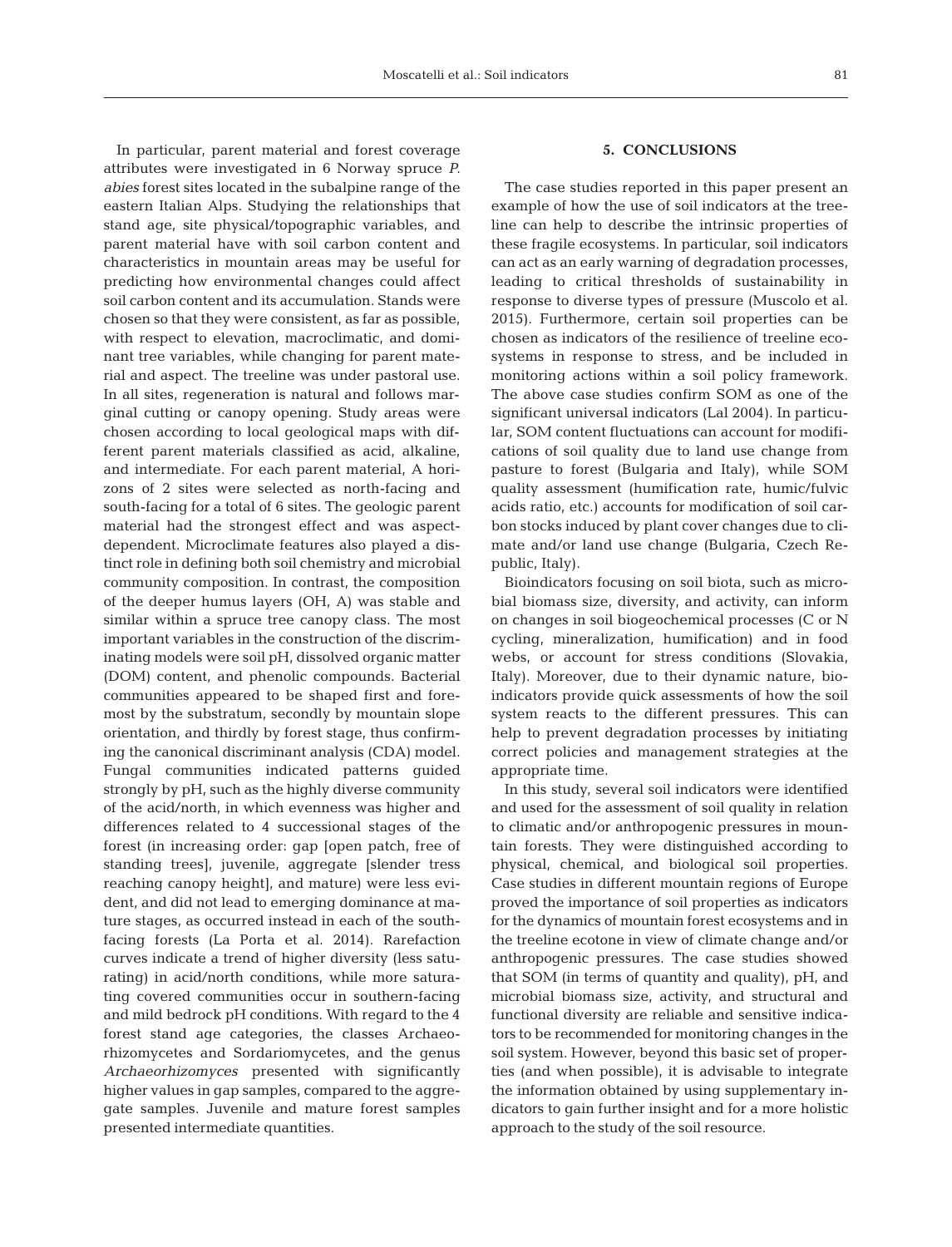In particular, parent material and forest coverage attributes were investigated in 6 Norway spruce *P. abies* forest sites located in the subalpine range of the eastern Italian Alps. Studying the relationships that stand age, site physical/topographic variables, and parent material have with soil carbon content and characteristics in mountain areas may be useful for predicting how environmental changes could affect soil carbon content and its accumulation. Stands were chosen so that they were consistent, as far as possible, with respect to elevation, macroclimatic, and dominant tree variables, while changing for parent material and aspect. The treeline was under pastoral use. In all sites, regeneration is natural and follows marginal cutting or canopy opening. Study areas were chosen according to local geological maps with different parent materials classified as acid, alkaline, and intermediate. For each parent material, A horizons of 2 sites were selected as north-facing and south-facing for a total of 6 sites. The geologic parent material had the strongest effect and was aspect-dependent. Microclimate features also played a distinct role in defining both soil chemistry and microbial community composition. In contrast, the composition of the deeper humus layers (OH, A) was stable and similar within a spruce tree canopy class. The most important variables in the construction of the discriminating models were soil pH, dissolved organic matter (DOM) content, and phenolic compounds. Bacterial communities appeared to be shaped first and foremost by the substratum, secondly by mountain slope orientation, and thirdly by forest stage, thus confirming the canonical discriminant analysis (CDA) model. Fungal communities indicated patterns guided strongly by pH, such as the highly diverse community of the acid/north, in which evenness was higher and differences related to 4 successional stages of the forest (in increasing order: gap [open patch, free of standing trees], juvenile, aggregate [slender tress reaching canopy height], and mature) were less evident, and did not lead to emerging dominance at mature stages, as occurred instead in each of the south-facing forests (La Porta et al. 2014). Rarefaction curves indicate a trend of higher diversity (less saturating) in acid/north conditions, while more saturating covered communities occur in southern-facing and mild bedrock pH conditions. With regard to the 4 forest stand age categories, the classes Archaeorhizomycetes and Sordariomycetes, and the genus *Archaeorhizomyces* presented with significantly higher values in gap samples, compared to the aggregate samples. Juvenile and mature forest samples presented intermediate quantities.

## 5. CONCLUSIONS

The case studies reported in this paper present an example of how the use of soil indicators at the treeline can help to describe the intrinsic properties of these fragile ecosystems. In particular, soil indicators can act as an early warning of degradation processes, leading to critical thresholds of sustainability in response to diverse types of pressure (Muscolo et al. 2015). Furthermore, certain soil properties can be chosen as indicators of the resilience of treeline ecosystems in response to stress, and be included in monitoring actions within a soil policy framework. The above case studies confirm SOM as one of the significant universal indicators (Lal 2004). In particular, SOM content fluctuations can account for modifications of soil quality due to land use change from pasture to forest (Bulgaria and Italy), while SOM quality assessment (humification rate, humic/fulvic acids ratio, etc.) accounts for modification of soil carbon stocks induced by plant cover changes due to climate and/or land use change (Bulgaria, Czech Republic, Italy).

Bioindicators focusing on soil biota, such as microbial biomass size, diversity, and activity, can inform on changes in soil biogeochemical processes (C or N cycling, mineralization, humification) and in food webs, or account for stress conditions (Slovakia, Italy). Moreover, due to their dynamic nature, bioindicators provide quick assessments of how the soil system reacts to the different pressures. This can help to prevent degradation processes by initiating correct policies and management strategies at the appropriate time.

In this study, several soil indicators were identified and used for the assessment of soil quality in relation to climatic and/or anthropogenic pressures in mountain forests. They were distinguished according to physical, chemical, and biological soil properties. Case studies in different mountain regions of Europe proved the importance of soil properties as indicators for the dynamics of mountain forest ecosystems and in the treeline ecotone in view of climate change and/or anthropogenic pressures. The case studies showed that SOM (in terms of quantity and quality), pH, and microbial biomass size, activity, and structural and functional diversity are reliable and sensitive indicators to be recommended for monitoring changes in the soil system. However, beyond this basic set of properties (and when possible), it is advisable to integrate the information obtained by using supplementary indicators to gain further insight and for a more holistic approach to the study of the soil resource.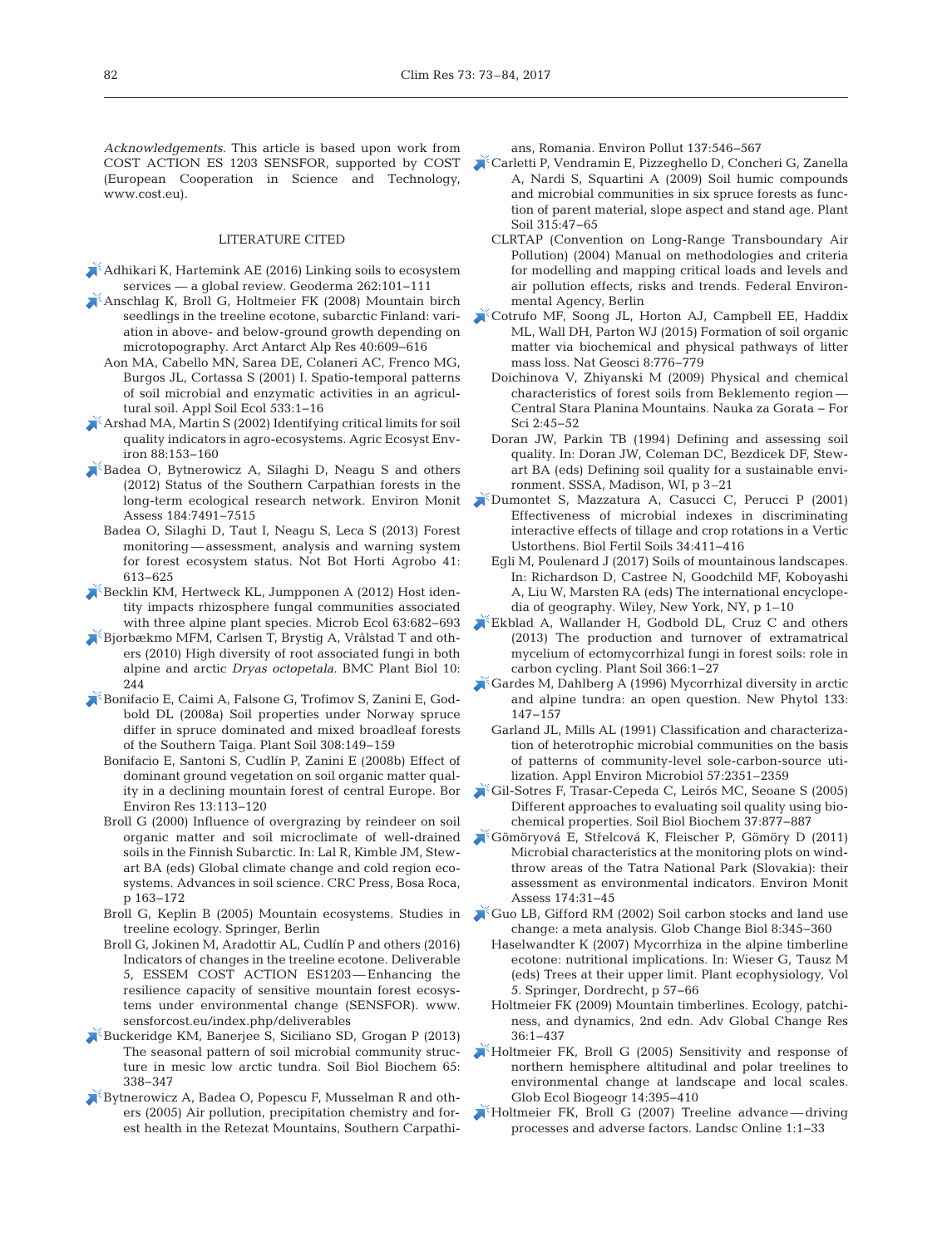*Acknowledgements.* This article is based upon work from COST ACTION ES 1203 SENSFOR, supported by COST (European Cooperation in Science and Technology, www.cost.eu).

## LITERATURE CITED

Adhikari K, Hartemink AE (2016) Linking soils to ecosystem services — a global review. Geoderma 262:101–111

Anschlag K, Broll G, Holtmeier FK (2008) Mountain birch seedlings in the treeline ecotone, subarctic Finland: variation in above- and below-ground growth depending on microtopography. Arct Antarct Alp Res 40:609–616

Aon MA, Cabello MN, Sarea DE, Colaneri AC, Frenco MG, Burgos JL, Cortassa S (2001) I. Spatio-temporal patterns of soil microbial and enzymatic activities in an agricultural soil. Appl Soil Ecol 533:1–16

Arshad MA, Martin S (2002) Identifying critical limits for soil quality indicators in agro-ecosystems. Agric Ecosyst Environ 88:153–160

Badea O, Bytnerowicz A, Silaghi D, Neagu S and others (2012) Status of the Southern Carpathian forests in the long-term ecological research network. Environ Monit Assess 184:7491–7515

Badea O, Silaghi D, Taut I, Neagu S, Leca S (2013) Forest monitoring — assessment, analysis and warning system for forest ecosystem status. Not Bot Horti Agrobo 41: 613–625

Becklin KM, Hertweck KL, Jumpponen A (2012) Host identity impacts rhizosphere fungal communities associated with three alpine plant species. Microb Ecol 63:682–693

Bjorbækmo MFM, Carlsen T, Brystig A, Vrålstad T and others (2010) High diversity of root associated fungi in both alpine and arctic *Dryas octopetala*. BMC Plant Biol 10: 244

Bonifacio E, Caimi A, Falsone G, Trofimov S, Zanini E, Godbold DL (2008a) Soil properties under Norway spruce differ in spruce dominated and mixed broadleaf forests of the Southern Taiga. Plant Soil 308:149–159

Bonifacio E, Santoni S, Cudlín P, Zanini E (2008b) Effect of dominant ground vegetation on soil organic matter quality in a declining mountain forest of central Europe. Bor Environ Res 13:113–120

Broll G (2000) Influence of overgrazing by reindeer on soil organic matter and soil microclimate of well-drained soils in the Finnish Subarctic. In: Lal R, Kimble JM, Stewart BA (eds) Global climate change and cold region ecosystems. Advances in soil science. CRC Press, Bosa Roca, p 163–172

Broll G, Keplin B (2005) Mountain ecosystems. Studies in treeline ecology. Springer, Berlin

Broll G, Jokinen M, Aradottir AL, Cudlín P and others (2016) Indicators of changes in the treeline ecotone. Deliverable 5, ESSEM COST ACTION ES1203 — Enhancing the resilience capacity of sensitive mountain forest ecosystems under environmental change (SENSFOR). www.sensforcost.eu/index.php/deliverables

Buckeridge KM, Banerjee S, Siciliano SD, Grogan P (2013) The seasonal pattern of soil microbial community structure in mesic low arctic tundra. Soil Biol Biochem 65: 338–347

Bytnerowicz A, Badea O, Popescu F, Musselman R and others (2005) Air pollution, precipitation chemistry and forest health in the Retezat Mountains, Southern Carpathians, Romania. Environ Pollut 137:546–567

Carletti P, Vendramin E, Pizzeghello D, Concheri G, Zanella A, Nardi S, Squartini A (2009) Soil humic compounds and microbial communities in six spruce forests as function of parent material, slope aspect and stand age. Plant Soil 315:47–65

CLRTAP (Convention on Long-Range Transboundary Air Pollution) (2004) Manual on methodologies and criteria for modelling and mapping critical loads and levels and air pollution effects, risks and trends. Federal Environmental Agency, Berlin

Cotrufo MF, Soong JL, Horton AJ, Campbell EE, Haddix ML, Wall DH, Parton WJ (2015) Formation of soil organic matter via biochemical and physical pathways of litter mass loss. Nat Geosci 8:776–779

Doichinova V, Zhiyanski M (2009) Physical and chemical characteristics of forest soils from Beklemento region — Central Stara Planina Mountains. Nauka za Gorata – For Sci 2:45–52

Doran JW, Parkin TB (1994) Defining and assessing soil quality. In: Doran JW, Coleman DC, Bezdicek DF, Stewart BA (eds) Defining soil quality for a sustainable environment. SSSA, Madison, WI, p 3–21

Dumontet S, Mazzatura A, Casucci C, Perucci P (2001) Effectiveness of microbial indexes in discriminating interactive effects of tillage and crop rotations in a Vertic Ustorthens. Biol Fertil Soils 34:411–416

Egli M, Poulenard J (2017) Soils of mountainous landscapes. In: Richardson D, Castree N, Goodchild MF, Koboyashi A, Liu W, Marsten RA (eds) The international encyclopedia of geography. Wiley, New York, NY, p 1–10

Ekblad A, Wallander H, Godbold DL, Cruz C and others (2013) The production and turnover of extramatrical mycelium of ectomycorrhizal fungi in forest soils: role in carbon cycling. Plant Soil 366:1–27

Gardes M, Dahlberg A (1996) Mycorrhizal diversity in arctic and alpine tundra: an open question. New Phytol 133: 147–157

Garland JL, Mills AL (1991) Classification and characterization of heterotrophic microbial communities on the basis of patterns of community-level sole-carbon-source utilization. Appl Environ Microbiol 57:2351–2359

Gil-Sotres F, Trasar-Cepeda C, Leirós MC, Seoane S (2005) Different approaches to evaluating soil quality using biochemical properties. Soil Biol Biochem 37:877–887

Gömöryová E, Střelcová K, Fleischer P, Gömöry D (2011) Microbial characteristics at the monitoring plots on windthrow areas of the Tatra National Park (Slovakia): their assessment as environmental indicators. Environ Monit Assess 174:31–45

Guo LB, Gifford RM (2002) Soil carbon stocks and land use change: a meta analysis. Glob Change Biol 8:345–360

Haselwandter K (2007) Mycorrhiza in the alpine timberline ecotone: nutritional implications. In: Wieser G, Tausz M (eds) Trees at their upper limit. Plant ecophysiology, Vol 5. Springer, Dordrecht, p 57–66

Holtmeier FK (2009) Mountain timberlines. Ecology, patchiness, and dynamics, 2nd edn. Adv Global Change Res 36:1–437

Holtmeier FK, Broll G (2005) Sensitivity and response of northern hemisphere altitudinal and polar treelines to environmental change at landscape and local scales. Glob Ecol Biogeogr 14:395–410

Holtmeier FK, Broll G (2007) Treeline advance — driving processes and adverse factors. Landsc Online 1:1–33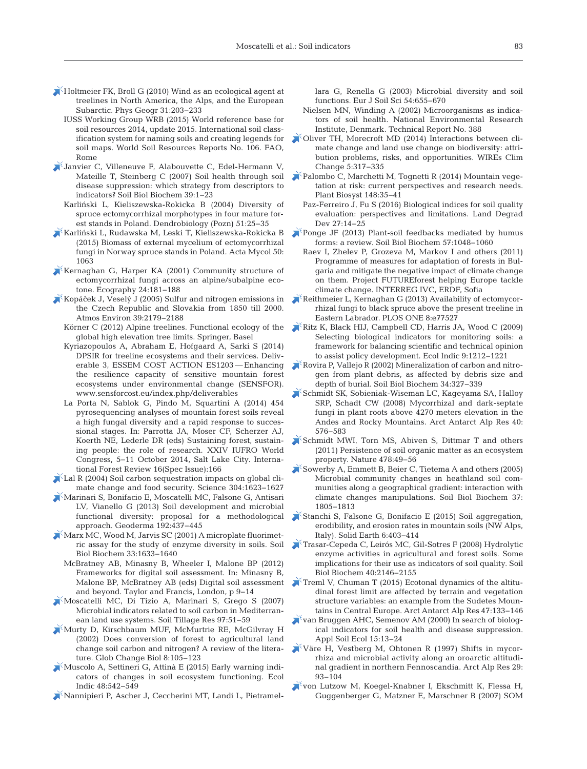Holtmeier FK, Broll G (2010) Wind as an ecological agent at treelines in North America, the Alps, and the European Subarctic. Phys Geogr 31:203–233

IUSS Working Group WRB (2015) World reference base for soil resources 2014, update 2015. International soil classification system for naming soils and creating legends for soil maps. World Soil Resources Reports No. 106. FAO, Rome

Janvier C, Villeneuve F, Alabouvette C, Edel-Hermann V, Mateille T, Steinberg C (2007) Soil health through soil disease suppression: which strategy from descriptors to indicators? Soil Biol Biochem 39:1–23

Karliński L, Kieliszewska-Rokicka B (2004) Diversity of spruce ectomycorrhizal morphotypes in four mature forest stands in Poland. Dendrobiology (Pozn) 51:25–35

Karliński L, Rudawska M, Leski T, Kieliszewska-Rokicka B (2015) Biomass of external mycelium of ectomycorrhizal fungi in Norway spruce stands in Poland. Acta Mycol 50:1063

Kernaghan G, Harper KA (2001) Community structure of ectomycorrhizal fungi across an alpine/subalpine ecotone. Ecography 24:181–188

Kopáček J, Veselý J (2005) Sulfur and nitrogen emissions in the Czech Republic and Slovakia from 1850 till 2000. Atmos Environ 39:2179–2188

Körner C (2012) Alpine treelines. Functional ecology of the global high elevation tree limits. Springer, Basel

Kyriazopoulos A, Abraham E, Hofgaard A, Sarki S (2014) DPSIR for treeline ecosystems and their services. Deliverable 3, ESSEM COST ACTION ES1203 — Enhancing the resilience capacity of sensitive mountain forest ecosystems under environmental change (SENSFOR). www.sensforcost.eu/index.php/deliverables

La Porta N, Sablok G, Pindo M, Squartini A (2014) 454 pyrosequencing analyses of mountain forest soils reveal a high fungal diversity and a rapid response to successional stages. In: Parrotta JA, Moser CF, Scherzer AJ, Koerth NE, Lederle DR (eds) Sustaining forest, sustaining people: the role of research. XXIV IUFRO World Congress, 5–11 October 2014, Salt Lake City. International Forest Review 16(Spec Issue):166

Lal R (2004) Soil carbon sequestration impacts on global climate change and food security. Science 304:1623–1627

Marinari S, Bonifacio E, Moscatelli MC, Falsone G, Antisari LV, Vianello G (2013) Soil development and microbial functional diversity: proposal for a methodological approach. Geoderma 192:437–445

Marx MC, Wood M, Jarvis SC (2001) A microplate fluorimetric assay for the study of enzyme diversity in soils. Soil Biol Biochem 33:1633–1640

McBratney AB, Minasny B, Wheeler I, Malone BP (2012) Frameworks for digital soil assessment. In: Minasny B, Malone BP, McBratney AB (eds) Digital soil assessment and beyond. Taylor and Francis, London, p 9–14

Moscatelli MC, Di Tizio A, Marinari S, Grego S (2007) Microbial indicators related to soil carbon in Mediterranean land use systems. Soil Tillage Res 97:51–59

Murty D, Kirschbaum MUF, McMurtrie RE, McGilvray H (2002) Does conversion of forest to agricultural land change soil carbon and nitrogen? A review of the literature. Glob Change Biol 8:105–123

Muscolo A, Settineri G, Attinà E (2015) Early warning indicators of changes in soil ecosystem functioning. Ecol Indic 48:542–549

Nannipieri P, Ascher J, Ceccherini MT, Landi L, Pietramellara G, Renella G (2003) Microbial diversity and soil functions. Eur J Soil Sci 54:655–670

Nielsen MN, Winding A (2002) Microorganisms as indicators of soil health. National Environmental Research Institute, Denmark. Technical Report No. 388

Oliver TH, Morecroft MD (2014) Interactions between climate change and land use change on biodiversity: attribution problems, risks, and opportunities. WIREs Clim Change 5:317–335

Palombo C, Marchetti M, Tognetti R (2014) Mountain vegetation at risk: current perspectives and research needs. Plant Biosyst 148:35–41

Paz-Ferreiro J, Fu S (2016) Biological indices for soil quality evaluation: perspectives and limitations. Land Degrad Dev 27:14–25

Ponge JF (2013) Plant-soil feedbacks mediated by humus forms: a review. Soil Biol Biochem 57:1048–1060

Raev I, Zhelev P, Grozeva M, Markov I and others (2011) Programme of measures for adaptation of forests in Bulgaria and mitigate the negative impact of climate change on them. Project FUTUREforest helping Europe tackle climate change. INTERREG IVC, ERDF, Sofia

Reithmeier L, Kernaghan G (2013) Availability of ectomycorrhizal fungi to black spruce above the present treeline in Eastern Labrador. PLOS ONE 8:e77527

Ritz K, Black HIJ, Campbell CD, Harris JA, Wood C (2009) Selecting biological indicators for monitoring soils: a framework for balancing scientific and technical opinion to assist policy development. Ecol Indic 9:1212–1221

Rovira P, Vallejo R (2002) Mineralization of carbon and nitrogen from plant debris, as affected by debris size and depth of burial. Soil Biol Biochem 34:327–339

Schmidt SK, Sobieniak-Wiseman LC, Kageyama SA, Halloy SRP, Schadt CW (2008) Mycorrhizal and dark-septate fungi in plant roots above 4270 meters elevation in the Andes and Rocky Mountains. Arct Antarct Alp Res 40:576–583

Schmidt MWI, Torn MS, Abiven S, Dittmar T and others (2011) Persistence of soil organic matter as an ecosystem property. Nature 478:49–56

Sowerby A, Emmett B, Beier C, Tietema A and others (2005) Microbial community changes in heathland soil communities along a geographical gradient: interaction with climate changes manipulations. Soil Biol Biochem 37:1805–1813

Stanchi S, Falsone G, Bonifacio E (2015) Soil aggregation, erodibility, and erosion rates in mountain soils (NW Alps, Italy). Solid Earth 6:403–414

Trasar-Cepeda C, Leirós MC, Gil-Sotres F (2008) Hydrolytic enzyme activities in agricultural and forest soils. Some implications for their use as indicators of soil quality. Soil Biol Biochem 40:2146–2155

Treml V, Chuman T (2015) Ecotonal dynamics of the altitudinal forest limit are affected by terrain and vegetation structure variables: an example from the Sudetes Mountains in Central Europe. Arct Antarct Alp Res 47:133–146

van Bruggen AHC, Semenov AM (2000) In search of biological indicators for soil health and disease suppression. Appl Soil Ecol 15:13–24

Väre H, Vestberg M, Ohtonen R (1997) Shifts in mycorrhiza and microbial activity along an oroarctic altitudinal gradient in northern Fennoscandia. Arct Alp Res 29:93–104

von Lutzow M, Koegel-Knabner I, Ekschmitt K, Flessa H, Guggenberger G, Matzner E, Marschner B (2007) SOM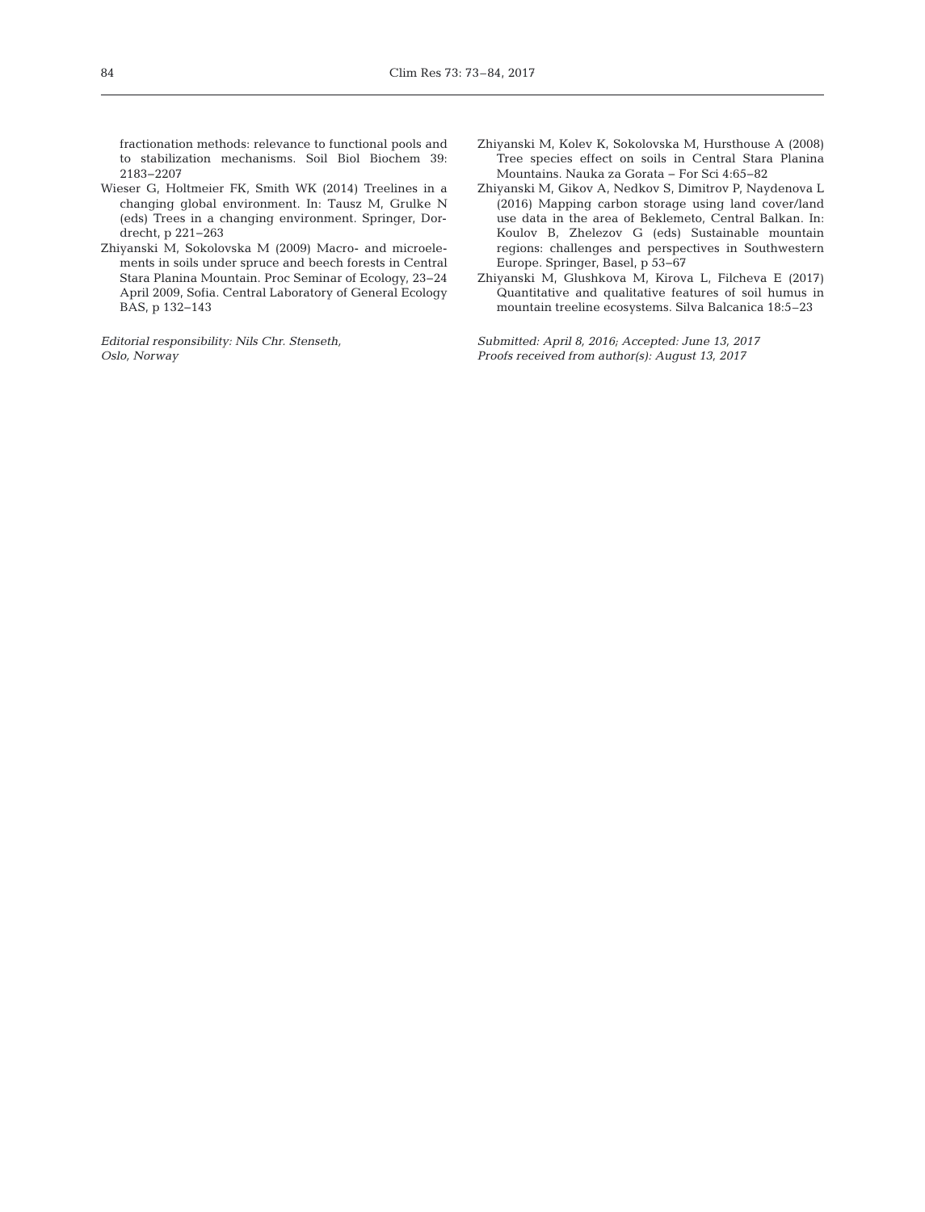fractionation methods: relevance to functional pools and to stabilization mechanisms. Soil Biol Biochem 39: 2183–2207

Wieser G, Holtmeier FK, Smith WK (2014) Treelines in a changing global environment. In: Tausz M, Grulke N (eds) Trees in a changing environment. Springer, Dordrecht, p 221–263

Zhiyanski M, Sokolovska M (2009) Macro- and microelements in soils under spruce and beech forests in Central Stara Planina Mountain. Proc Seminar of Ecology, 23–24 April 2009, Sofia. Central Laboratory of General Ecology BAS, p 132–143

Zhiyanski M, Kolev K, Sokolovska M, Hursthouse A (2008) Tree species effect on soils in Central Stara Planina Mountains. Nauka za Gorata – For Sci 4:65–82

Zhiyanski M, Gikov A, Nedkov S, Dimitrov P, Naydenova L (2016) Mapping carbon storage using land cover/land use data in the area of Beklemeto, Central Balkan. In: Koulov B, Zhelezov G (eds) Sustainable mountain regions: challenges and perspectives in Southwestern Europe. Springer, Basel, p 53–67

Zhiyanski M, Glushkova M, Kirova L, Filcheva E (2017) Quantitative and qualitative features of soil humus in mountain treeline ecosystems. Silva Balcanica 18:5–23

*Editorial responsibility: Nils Chr. Stenseth, Oslo, Norway*

*Submitted: April 8, 2016; Accepted: June 13, 2017*
*Proofs received from author(s): August 13, 2017*